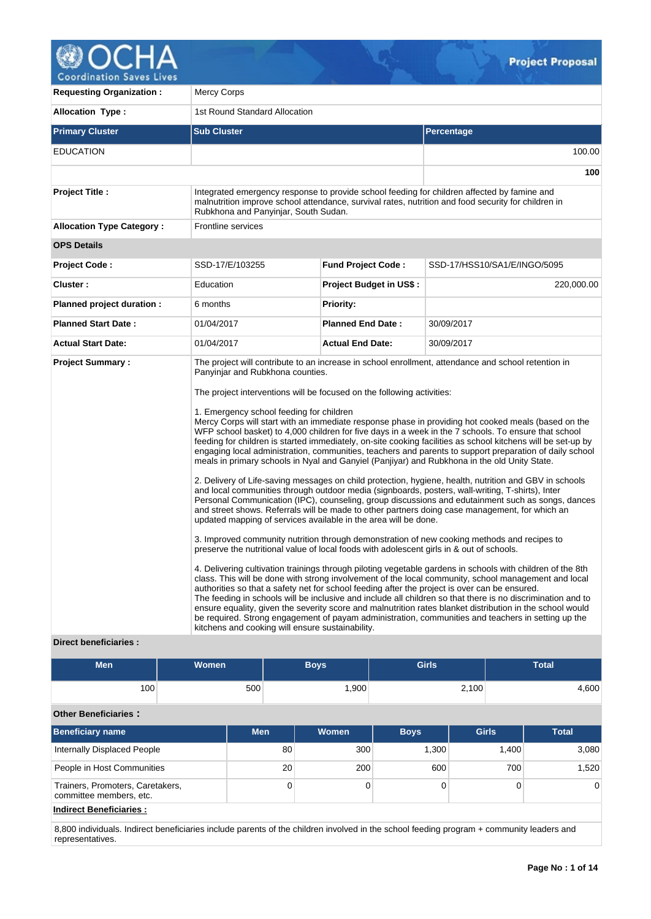# OCHA Coordination Saves Lives — Project Proposal

| | |
|---|---|
| **Requesting Organization :** | Mercy Corps |
| **Allocation Type :** | 1st Round Standard Allocation |

| Primary Cluster | Sub Cluster | Percentage |
|---|---|---|
| EDUCATION | | 100.00 |
| | | **100** |

| | |
|---|---|
| **Project Title :** | Integrated emergency response to provide school feeding for children affected by famine and malnutrition improve school attendance, survival rates, nutrition and food security for children in Rubkhona and Panyinjar, South Sudan. |
| **Allocation Type Category :** | Frontline services |

**OPS Details**

| | | | |
|---|---|---|---|
| **Project Code :** | SSD-17/E/103255 | **Fund Project Code :** | SSD-17/HSS10/SA1/E/INGO/5095 |
| **Cluster :** | Education | **Project Budget in US$ :** | 220,000.00 |
| **Planned project duration :** | 6 months | **Priority:** | |
| **Planned Start Date :** | 01/04/2017 | **Planned End Date :** | 30/09/2017 |
| **Actual Start Date:** | 01/04/2017 | **Actual End Date:** | 30/09/2017 |

**Project Summary :**

The project will contribute to an increase in school enrollment, attendance and school retention in Panyinjar and Rubkhona counties.

The project interventions will be focused on the following activities:

1. Emergency school feeding for children
Mercy Corps will start with an immediate response phase in providing hot cooked meals (based on the WFP school basket) to 4,000 children for five days in a week in the 7 schools. To ensure that school feeding for children is started immediately, on-site cooking facilities as school kitchens will be set-up by engaging local administration, communities, teachers and parents to support preparation of daily school meals in primary schools in Nyal and Ganyiel (Panjiyar) and Rubkhona in the old Unity State.

2. Delivery of Life-saving messages on child protection, hygiene, health, nutrition and GBV in schools and local communities through outdoor media (signboards, posters, wall-writing, T-shirts), Inter Personal Communication (IPC), counseling, group discussions and edutainment such as songs, dances and street shows. Referrals will be made to other partners doing case management, for which an updated mapping of services available in the area will be done.

3. Improved community nutrition through demonstration of new cooking methods and recipes to preserve the nutritional value of local foods with adolescent girls in & out of schools.

4. Delivering cultivation trainings through piloting vegetable gardens in schools with children of the 8th class. This will be done with strong involvement of the local community, school management and local authorities so that a safety net for school feeding after the project is over can be ensured.
The feeding in schools will be inclusive and include all children so that there is no discrimination and to ensure equality, given the severity score and malnutrition rates blanket distribution in the school would be required. Strong engagement of payam administration, communities and teachers in setting up the kitchens and cooking will ensure sustainability.

**Direct beneficiaries :**

| Men | Women | Boys | Girls | Total |
|---|---|---|---|---|
| 100 | 500 | 1,900 | 2,100 | 4,600 |

**Other Beneficiaries :**

| Beneficiary name | Men | Women | Boys | Girls | Total |
|---|---|---|---|---|---|
| Internally Displaced People | 80 | 300 | 1,300 | 1,400 | 3,080 |
| People in Host Communities | 20 | 200 | 600 | 700 | 1,520 |
| Trainers, Promoters, Caretakers, committee members, etc. | 0 | 0 | 0 | 0 | 0 |

**Indirect Beneficiaries :**

8,800 individuals. Indirect beneficiaries include parents of the children involved in the school feeding program + community leaders and representatives.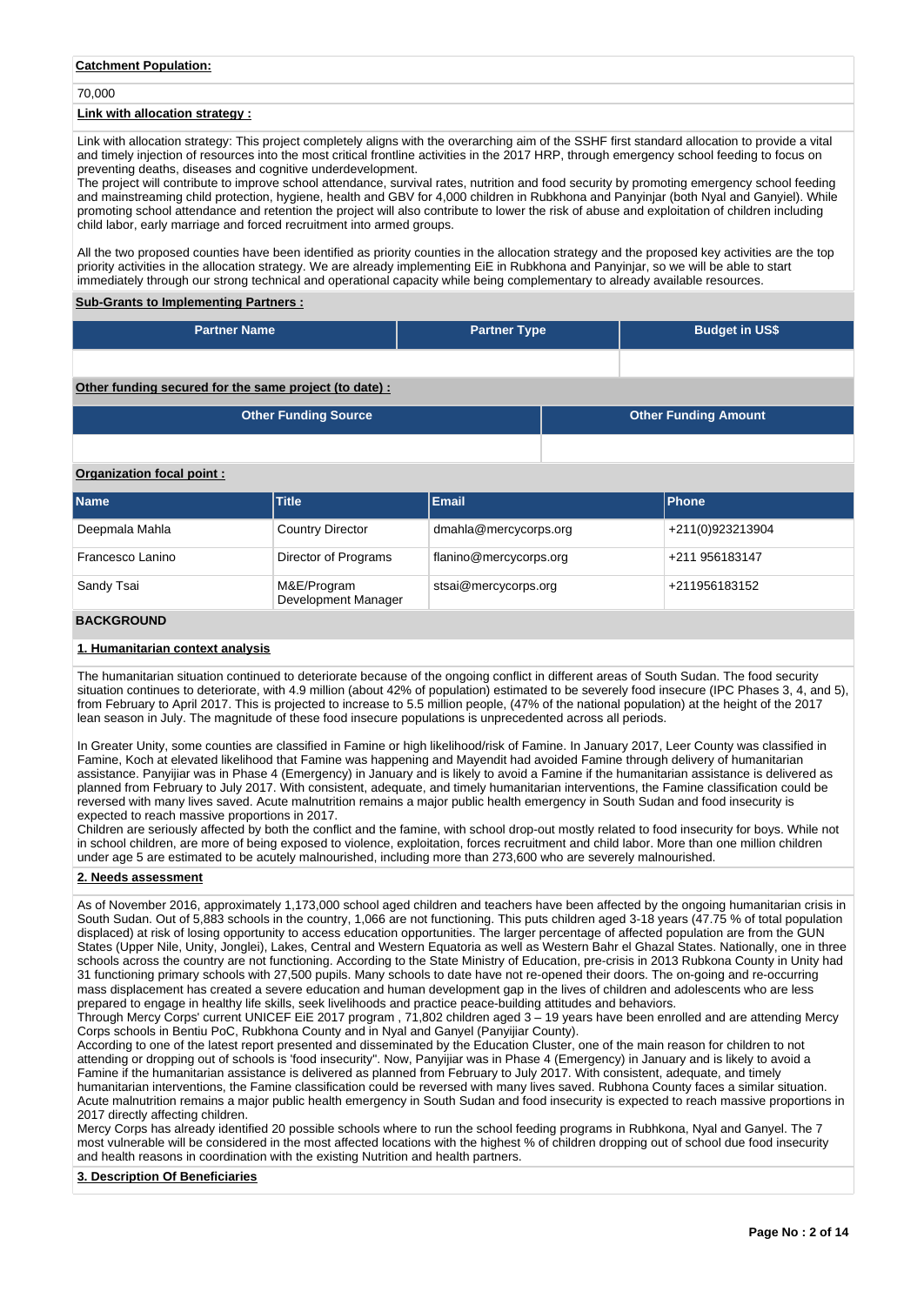**Catchment Population:**

70,000

**Link with allocation strategy :**

Link with allocation strategy: This project completely aligns with the overarching aim of the SSHF first standard allocation to provide a vital and timely injection of resources into the most critical frontline activities in the 2017 HRP, through emergency school feeding to focus on preventing deaths, diseases and cognitive underdevelopment.
The project will contribute to improve school attendance, survival rates, nutrition and food security by promoting emergency school feeding and mainstreaming child protection, hygiene, health and GBV for 4,000 children in Rubkhona and Panyinjar (both Nyal and Ganyiel). While promoting school attendance and retention the project will also contribute to lower the risk of abuse and exploitation of children including child labor, early marriage and forced recruitment into armed groups.

All the two proposed counties have been identified as priority counties in the allocation strategy and the proposed key activities are the top priority activities in the allocation strategy. We are already implementing EiE in Rubkhona and Panyinjar, so we will be able to start immediately through our strong technical and operational capacity while being complementary to already available resources.

**Sub-Grants to Implementing Partners :**

| Partner Name | Partner Type | Budget in US$ |
|---|---|---|
| | | |

**Other funding secured for the same project (to date) :**

| Other Funding Source | Other Funding Amount |
|---|---|
| | |

**Organization focal point :**

| Name | Title | Email | Phone |
|---|---|---|---|
| Deepmala Mahla | Country Director | dmahla@mercycorps.org | +211(0)923213904 |
| Francesco Lanino | Director of Programs | flanino@mercycorps.org | +211 956183147 |
| Sandy Tsai | M&E/Program Development Manager | stsai@mercycorps.org | +211956183152 |

## BACKGROUND

**1. Humanitarian context analysis**

The humanitarian situation continued to deteriorate because of the ongoing conflict in different areas of South Sudan. The food security situation continues to deteriorate, with 4.9 million (about 42% of population) estimated to be severely food insecure (IPC Phases 3, 4, and 5), from February to April 2017. This is projected to increase to 5.5 million people, (47% of the national population) at the height of the 2017 lean season in July. The magnitude of these food insecure populations is unprecedented across all periods.

In Greater Unity, some counties are classified in Famine or high likelihood/risk of Famine. In January 2017, Leer County was classified in Famine, Koch at elevated likelihood that Famine was happening and Mayendit had avoided Famine through delivery of humanitarian assistance. Panyijiar was in Phase 4 (Emergency) in January and is likely to avoid a Famine if the humanitarian assistance is delivered as planned from February to July 2017. With consistent, adequate, and timely humanitarian interventions, the Famine classification could be reversed with many lives saved. Acute malnutrition remains a major public health emergency in South Sudan and food insecurity is expected to reach massive proportions in 2017.
Children are seriously affected by both the conflict and the famine, with school drop-out mostly related to food insecurity for boys. While not in school children, are more of being exposed to violence, exploitation, forces recruitment and child labor. More than one million children under age 5 are estimated to be acutely malnourished, including more than 273,600 who are severely malnourished.

**2. Needs assessment**

As of November 2016, approximately 1,173,000 school aged children and teachers have been affected by the ongoing humanitarian crisis in South Sudan. Out of 5,883 schools in the country, 1,066 are not functioning. This puts children aged 3-18 years (47.75 % of total population displaced) at risk of losing opportunity to access education opportunities. The larger percentage of affected population are from the GUN States (Upper Nile, Unity, Jonglei), Lakes, Central and Western Equatoria as well as Western Bahr el Ghazal States. Nationally, one in three schools across the country are not functioning. According to the State Ministry of Education, pre-crisis in 2013 Rubkona County in Unity had 31 functioning primary schools with 27,500 pupils. Many schools to date have not re-opened their doors. The on-going and re-occurring mass displacement has created a severe education and human development gap in the lives of children and adolescents who are less prepared to engage in healthy life skills, seek livelihoods and practice peace-building attitudes and behaviors.
Through Mercy Corps' current UNICEF EiE 2017 program , 71,802 children aged 3 – 19 years have been enrolled and are attending Mercy Corps schools in Bentiu PoC, Rubkhona County and in Nyal and Ganyel (Panyijiar County).
According to one of the latest report presented and disseminated by the Education Cluster, one of the main reason for children to not attending or dropping out of schools is 'food insecurity". Now, Panyijiar was in Phase 4 (Emergency) in January and is likely to avoid a Famine if the humanitarian assistance is delivered as planned from February to July 2017. With consistent, adequate, and timely humanitarian interventions, the Famine classification could be reversed with many lives saved. Rubhona County faces a similar situation. Acute malnutrition remains a major public health emergency in South Sudan and food insecurity is expected to reach massive proportions in 2017 directly affecting children.
Mercy Corps has already identified 20 possible schools where to run the school feeding programs in Rubhkona, Nyal and Ganyel. The 7 most vulnerable will be considered in the most affected locations with the highest % of children dropping out of school due food insecurity and health reasons in coordination with the existing Nutrition and health partners.

**3. Description Of Beneficiaries**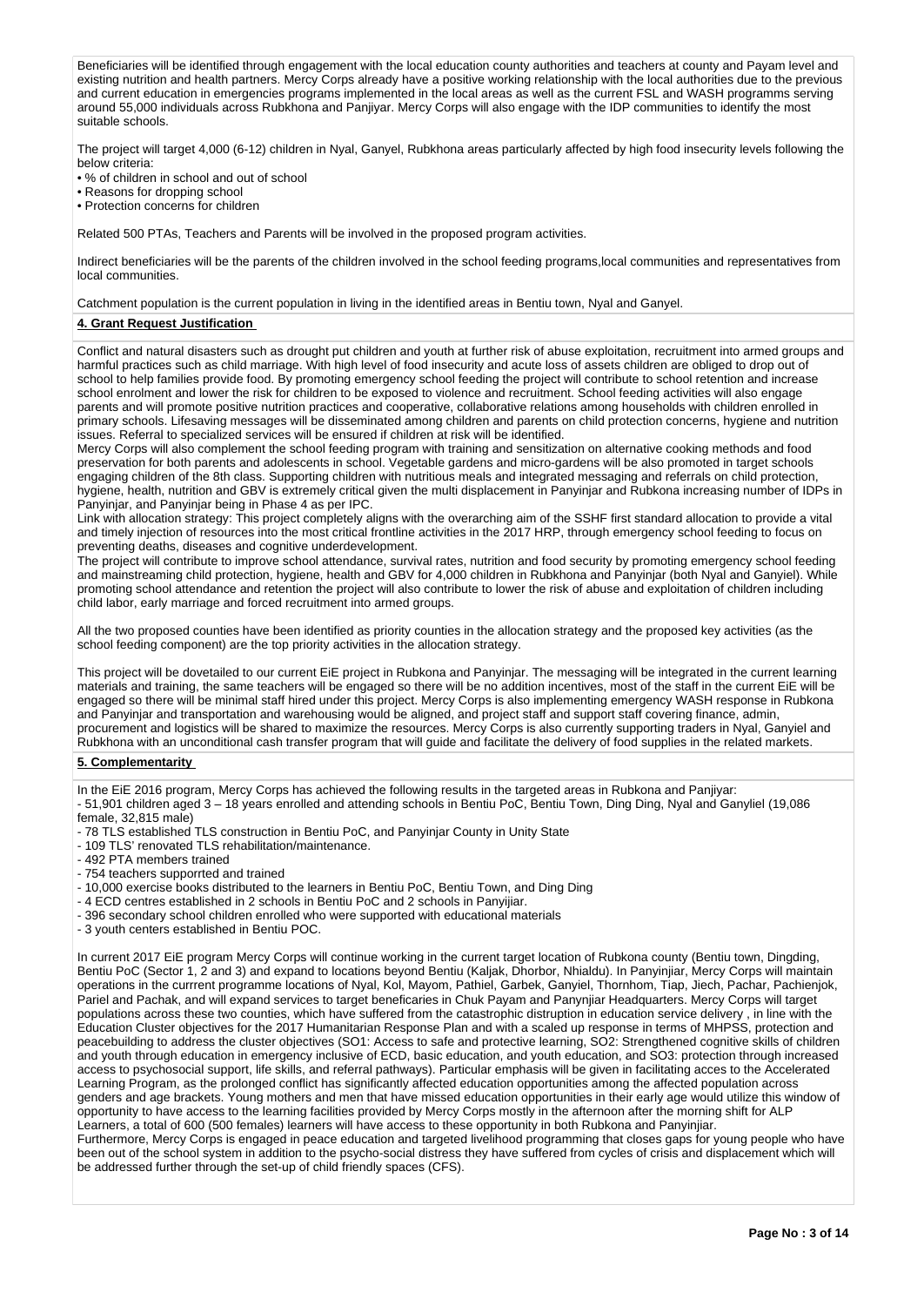Beneficiaries will be identified through engagement with the local education county authorities and teachers at county and Payam level and existing nutrition and health partners. Mercy Corps already have a positive working relationship with the local authorities due to the previous and current education in emergencies programs implemented in the local areas as well as the current FSL and WASH programms serving around 55,000 individuals across Rubkhona and Panjiyar. Mercy Corps will also engage with the IDP communities to identify the most suitable schools.

The project will target 4,000 (6-12) children in Nyal, Ganyel, Rubkhona areas particularly affected by high food insecurity levels following the below criteria:

- % of children in school and out of school
- Reasons for dropping school
- Protection concerns for children

Related 500 PTAs, Teachers and Parents will be involved in the proposed program activities.

Indirect beneficiaries will be the parents of the children involved in the school feeding programs,local communities and representatives from local communities.

Catchment population is the current population in living in the identified areas in Bentiu town, Nyal and Ganyel.

## 4. Grant Request Justification

Conflict and natural disasters such as drought put children and youth at further risk of abuse exploitation, recruitment into armed groups and harmful practices such as child marriage. With high level of food insecurity and acute loss of assets children are obliged to drop out of school to help families provide food. By promoting emergency school feeding the project will contribute to school retention and increase school enrolment and lower the risk for children to be exposed to violence and recruitment. School feeding activities will also engage parents and will promote positive nutrition practices and cooperative, collaborative relations among households with children enrolled in primary schools. Lifesaving messages will be disseminated among children and parents on child protection concerns, hygiene and nutrition issues. Referral to specialized services will be ensured if children at risk will be identified.
Mercy Corps will also complement the school feeding program with training and sensitization on alternative cooking methods and food preservation for both parents and adolescents in school. Vegetable gardens and micro-gardens will be also promoted in target schools engaging children of the 8th class. Supporting children with nutritious meals and integrated messaging and referrals on child protection, hygiene, health, nutrition and GBV is extremely critical given the multi displacement in Panyinjar and Rubkona increasing number of IDPs in Panyinjar, and Panyinjar being in Phase 4 as per IPC.
Link with allocation strategy: This project completely aligns with the overarching aim of the SSHF first standard allocation to provide a vital and timely injection of resources into the most critical frontline activities in the 2017 HRP, through emergency school feeding to focus on preventing deaths, diseases and cognitive underdevelopment.
The project will contribute to improve school attendance, survival rates, nutrition and food security by promoting emergency school feeding and mainstreaming child protection, hygiene, health and GBV for 4,000 children in Rubkhona and Panyinjar (both Nyal and Ganyiel). While promoting school attendance and retention the project will also contribute to lower the risk of abuse and exploitation of children including child labor, early marriage and forced recruitment into armed groups.

All the two proposed counties have been identified as priority counties in the allocation strategy and the proposed key activities (as the school feeding component) are the top priority activities in the allocation strategy.

This project will be dovetailed to our current EiE project in Rubkona and Panyinjar. The messaging will be integrated in the current learning materials and training, the same teachers will be engaged so there will be no addition incentives, most of the staff in the current EiE will be engaged so there will be minimal staff hired under this project. Mercy Corps is also implementing emergency WASH response in Rubkona and Panyinjar and transportation and warehousing would be aligned, and project staff and support staff covering finance, admin, procurement and logistics will be shared to maximize the resources. Mercy Corps is also currently supporting traders in Nyal, Ganyiel and Rubkhona with an unconditional cash transfer program that will guide and facilitate the delivery of food supplies in the related markets.

## 5. Complementarity

In the EiE 2016 program, Mercy Corps has achieved the following results in the targeted areas in Rubkona and Panjiyar:
- 51,901 children aged 3 – 18 years enrolled and attending schools in Bentiu PoC, Bentiu Town, Ding Ding, Nyal and Ganyliel (19,086 female, 32,815 male)
- 78 TLS established TLS construction in Bentiu PoC, and Panyinjar County in Unity State
- 109 TLS' renovated TLS rehabilitation/maintenance.
- 492 PTA members trained
- 754 teachers supporrted and trained
- 10,000 exercise books distributed to the learners in Bentiu PoC, Bentiu Town, and Ding Ding
- 4 ECD centres established in 2 schools in Bentiu PoC and 2 schools in Panyijiar.
- 396 secondary school children enrolled who were supported with educational materials
- 3 youth centers established in Bentiu POC.

In current 2017 EiE program Mercy Corps will continue working in the current target location of Rubkona county (Bentiu town, Dingding, Bentiu PoC (Sector 1, 2 and 3) and expand to locations beyond Bentiu (Kaljak, Dhorbor, Nhialdu). In Panyinjiar, Mercy Corps will maintain operations in the currrent programme locations of Nyal, Kol, Mayom, Pathiel, Garbek, Ganyiel, Thornhom, Tiap, Jiech, Pachar, Pachienjok, Pariel and Pachak, and will expand services to target beneficaries in Chuk Payam and Panynjiar Headquarters. Mercy Corps will target populations across these two counties, which have suffered from the catastrophic distruption in education service delivery , in line with the Education Cluster objectives for the 2017 Humanitarian Response Plan and with a scaled up response in terms of MHPSS, protection and peacebuilding to address the cluster objectives (SO1: Access to safe and protective learning, SO2: Strengthened cognitive skills of children and youth through education in emergency inclusive of ECD, basic education, and youth education, and SO3: protection through increased access to psychosocial support, life skills, and referral pathways). Particular emphasis will be given in facilitating acces to the Accelerated Learning Program, as the prolonged conflict has significantly affected education opportunities among the affected population across genders and age brackets. Young mothers and men that have missed education opportunities in their early age would utilize this window of opportunity to have access to the learning facilities provided by Mercy Corps mostly in the afternoon after the morning shift for ALP Learners, a total of 600 (500 females) learners will have access to these opportunity in both Rubkona and Panyinjiar.
Furthermore, Mercy Corps is engaged in peace education and targeted livelihood programming that closes gaps for young people who have been out of the school system in addition to the psycho-social distress they have suffered from cycles of crisis and displacement which will be addressed further through the set-up of child friendly spaces (CFS).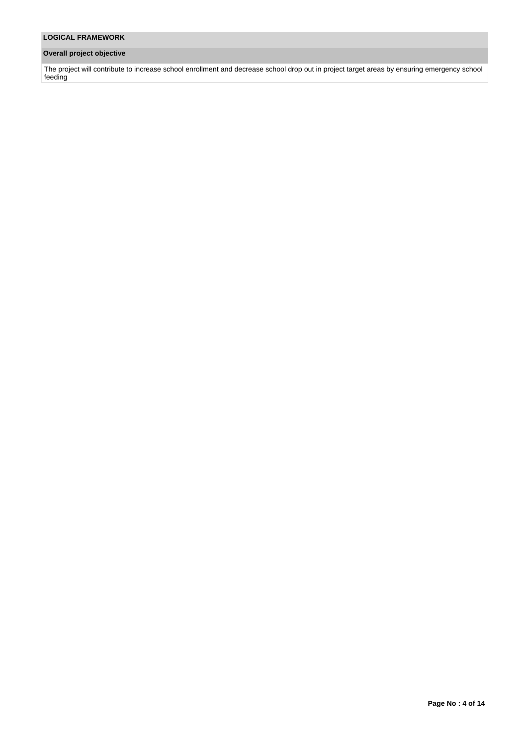## LOGICAL FRAMEWORK

### Overall project objective

The project will contribute to increase school enrollment and decrease school drop out in project target areas by ensuring emergency school feeding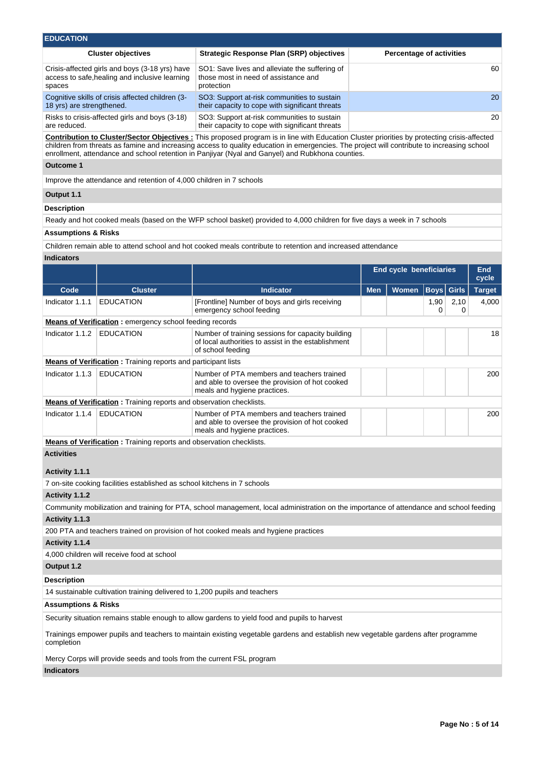## EDUCATION

| Cluster objectives | Strategic Response Plan (SRP) objectives | Percentage of activities |
|---|---|---|
| Crisis-affected girls and boys (3-18 yrs) have access to safe,healing and inclusive learning spaces | SO1: Save lives and alleviate the suffering of those most in need of assistance and protection | 60 |
| Cognitive skills of crisis affected children (3-18 yrs) are strengthened. | SO3: Support at-risk communities to sustain their capacity to cope with significant threats | 20 |
| Risks to crisis-affected girls and boys (3-18) are reduced. | SO3: Support at-risk communities to sustain their capacity to cope with significant threats | 20 |

**Contribution to Cluster/Sector Objectives :** This proposed program is in line with Education Cluster priorities by protecting crisis-affected children from threats as famine and increasing access to quality education in emergencies. The project will contribute to increasing school enrollment, attendance and school retention in Panjiyar (Nyal and Ganyel) and Rubkhona counties.

**Outcome 1**

Improve the attendance and retention of 4,000 children in 7 schools

**Output 1.1**

**Description**

Ready and hot cooked meals (based on the WFP school basket) provided to 4,000 children for five days a week in 7 schools

**Assumptions & Risks**

Children remain able to attend school and hot cooked meals contribute to retention and increased attendance

**Indicators**

| | | | End cycle beneficiaries | | | | End cycle |
|---|---|---|---|---|---|---|---|
| Code | Cluster | Indicator | Men | Women | Boys | Girls | Target |
| Indicator 1.1.1 | EDUCATION | [Frontline] Number of boys and girls receiving emergency school feeding | | | 1,900 | 2,100 | 4,000 |

**Means of Verification :** emergency school feeding records

| Code | Cluster | Indicator | Men | Women | Boys | Girls | Target |
|---|---|---|---|---|---|---|---|
| Indicator 1.1.2 | EDUCATION | Number of training sessions for capacity building of local authorities to assist in the establishment of school feeding | | | | | 18 |

**Means of Verification :** Training reports and participant lists

| Code | Cluster | Indicator | Men | Women | Boys | Girls | Target |
|---|---|---|---|---|---|---|---|
| Indicator 1.1.3 | EDUCATION | Number of PTA members and teachers trained and able to oversee the provision of hot cooked meals and hygiene practices. | | | | | 200 |

**Means of Verification :** Training reports and observation checklists.

| Code | Cluster | Indicator | Men | Women | Boys | Girls | Target |
|---|---|---|---|---|---|---|---|
| Indicator 1.1.4 | EDUCATION | Number of PTA members and teachers trained and able to oversee the provision of hot cooked meals and hygiene practices. | | | | | 200 |

**Means of Verification :** Training reports and observation checklists.

**Activities**

**Activity 1.1.1**

7 on-site cooking facilities established as school kitchens in 7 schools

**Activity 1.1.2**

Community mobilization and training for PTA, school management, local administration on the importance of attendance and school feeding

**Activity 1.1.3**

200 PTA and teachers trained on provision of hot cooked meals and hygiene practices

**Activity 1.1.4**

4,000 children will receive food at school

**Output 1.2**

**Description**

14 sustainable cultivation training delivered to 1,200 pupils and teachers

**Assumptions & Risks**

Security situation remains stable enough to allow gardens to yield food and pupils to harvest

Trainings empower pupils and teachers to maintain existing vegetable gardens and establish new vegetable gardens after programme completion

Mercy Corps will provide seeds and tools from the current FSL program

**Indicators**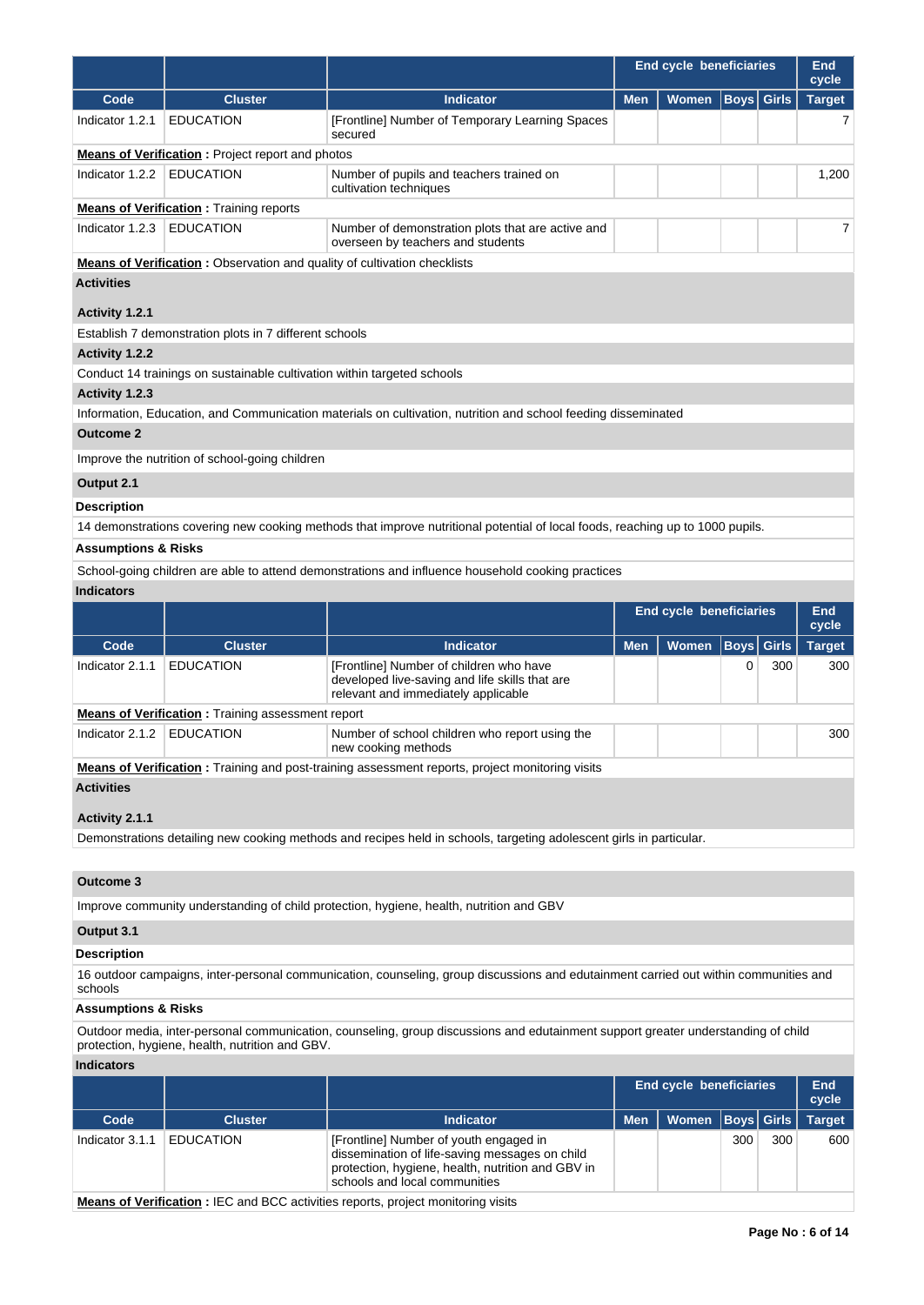| | | | End cycle beneficiaries | | | | End cycle |
|---|---|---|---|---|---|---|---|
| **Code** | **Cluster** | **Indicator** | **Men** | **Women** | **Boys** | **Girls** | **Target** |
| Indicator 1.2.1 | EDUCATION | [Frontline] Number of Temporary Learning Spaces secured | | | | | 7 |

**Means of Verification :** Project report and photos

| Code | Cluster | Indicator | Men | Women | Boys | Girls | Target |
|---|---|---|---|---|---|---|---|
| Indicator 1.2.2 | EDUCATION | Number of pupils and teachers trained on cultivation techniques | | | | | 1,200 |

**Means of Verification :** Training reports

| Code | Cluster | Indicator | Men | Women | Boys | Girls | Target |
|---|---|---|---|---|---|---|---|
| Indicator 1.2.3 | EDUCATION | Number of demonstration plots that are active and overseen by teachers and students | | | | | 7 |

**Means of Verification :** Observation and quality of cultivation checklists

**Activities**

**Activity 1.2.1**

Establish 7 demonstration plots in 7 different schools

**Activity 1.2.2**

Conduct 14 trainings on sustainable cultivation within targeted schools

**Activity 1.2.3**

Information, Education, and Communication materials on cultivation, nutrition and school feeding disseminated

**Outcome 2**

Improve the nutrition of school-going children

**Output 2.1**

**Description**

14 demonstrations covering new cooking methods that improve nutritional potential of local foods, reaching up to 1000 pupils.

**Assumptions & Risks**

School-going children are able to attend demonstrations and influence household cooking practices

**Indicators**

| | | | End cycle beneficiaries | | | | End cycle |
|---|---|---|---|---|---|---|---|
| **Code** | **Cluster** | **Indicator** | **Men** | **Women** | **Boys** | **Girls** | **Target** |
| Indicator 2.1.1 | EDUCATION | [Frontline] Number of children who have developed live-saving and life skills that are relevant and immediately applicable | | | 0 | 300 | 300 |

**Means of Verification :** Training assessment report

| Code | Cluster | Indicator | Men | Women | Boys | Girls | Target |
|---|---|---|---|---|---|---|---|
| Indicator 2.1.2 | EDUCATION | Number of school children who report using the new cooking methods | | | | | 300 |

**Means of Verification :** Training and post-training assessment reports, project monitoring visits

**Activities**

**Activity 2.1.1**

Demonstrations detailing new cooking methods and recipes held in schools, targeting adolescent girls in particular.

**Outcome 3**

Improve community understanding of child protection, hygiene, health, nutrition and GBV

**Output 3.1**

**Description**

16 outdoor campaigns, inter-personal communication, counseling, group discussions and edutainment carried out within communities and schools

**Assumptions & Risks**

Outdoor media, inter-personal communication, counseling, group discussions and edutainment support greater understanding of child protection, hygiene, health, nutrition and GBV.

**Indicators**

| | | | End cycle beneficiaries | | | | End cycle |
|---|---|---|---|---|---|---|---|
| **Code** | **Cluster** | **Indicator** | **Men** | **Women** | **Boys** | **Girls** | **Target** |
| Indicator 3.1.1 | EDUCATION | [Frontline] Number of youth engaged in dissemination of life-saving messages on child protection, hygiene, health, nutrition and GBV in schools and local communities | | | 300 | 300 | 600 |

**Means of Verification :** IEC and BCC activities reports, project monitoring visits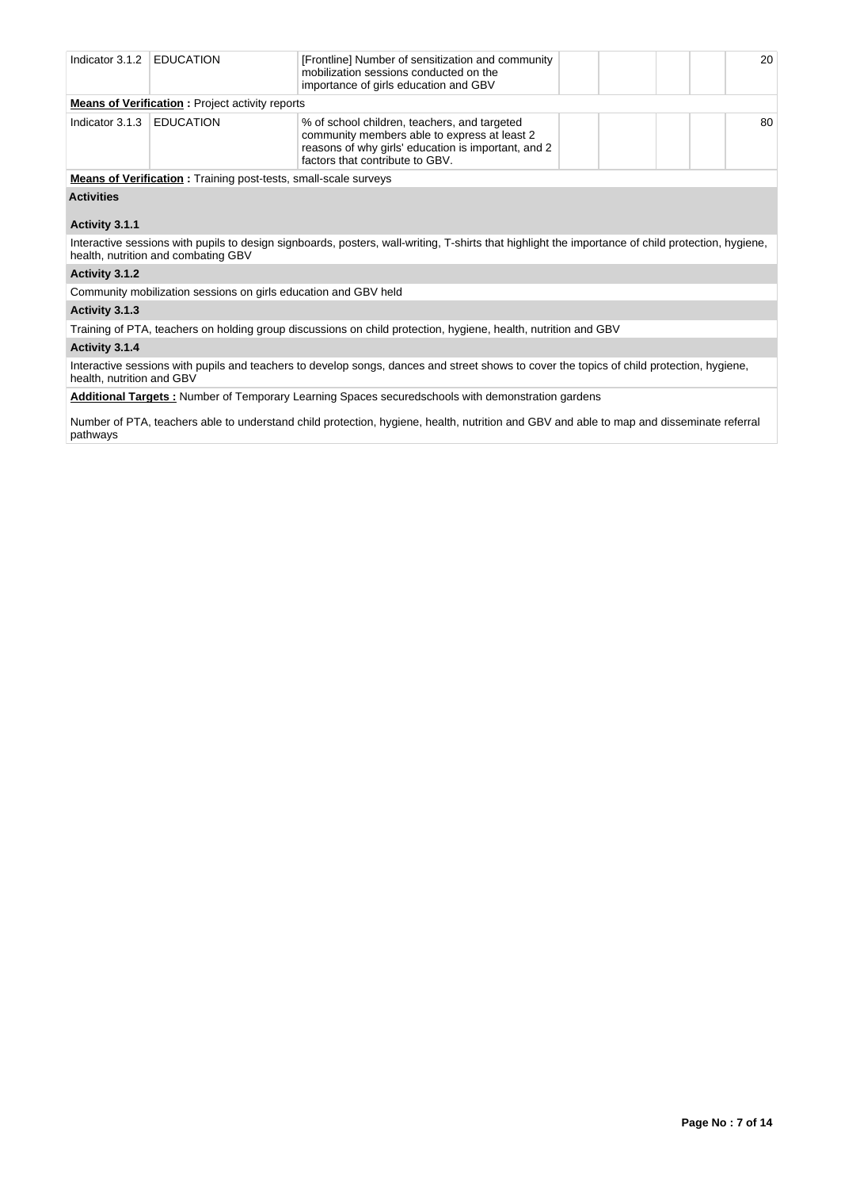| Indicator 3.1.2 | EDUCATION | [Frontline] Number of sensitization and community mobilization sessions conducted on the importance of girls education and GBV | | | | | 20 |
|---|---|---|---|---|---|---|---|

**Means of Verification :** Project activity reports

| Indicator 3.1.3 | EDUCATION | % of school children, teachers, and targeted community members able to express at least 2 reasons of why girls' education is important, and 2 factors that contribute to GBV. | | | | | 80 |
|---|---|---|---|---|---|---|---|

**Means of Verification :** Training post-tests, small-scale surveys

**Activities**

**Activity 3.1.1**

Interactive sessions with pupils to design signboards, posters, wall-writing, T-shirts that highlight the importance of child protection, hygiene, health, nutrition and combating GBV

**Activity 3.1.2**

Community mobilization sessions on girls education and GBV held

**Activity 3.1.3**

Training of PTA, teachers on holding group discussions on child protection, hygiene, health, nutrition and GBV

**Activity 3.1.4**

Interactive sessions with pupils and teachers to develop songs, dances and street shows to cover the topics of child protection, hygiene, health, nutrition and GBV

**Additional Targets :** Number of Temporary Learning Spaces securedschools with demonstration gardens

Number of PTA, teachers able to understand child protection, hygiene, health, nutrition and GBV and able to map and disseminate referral pathways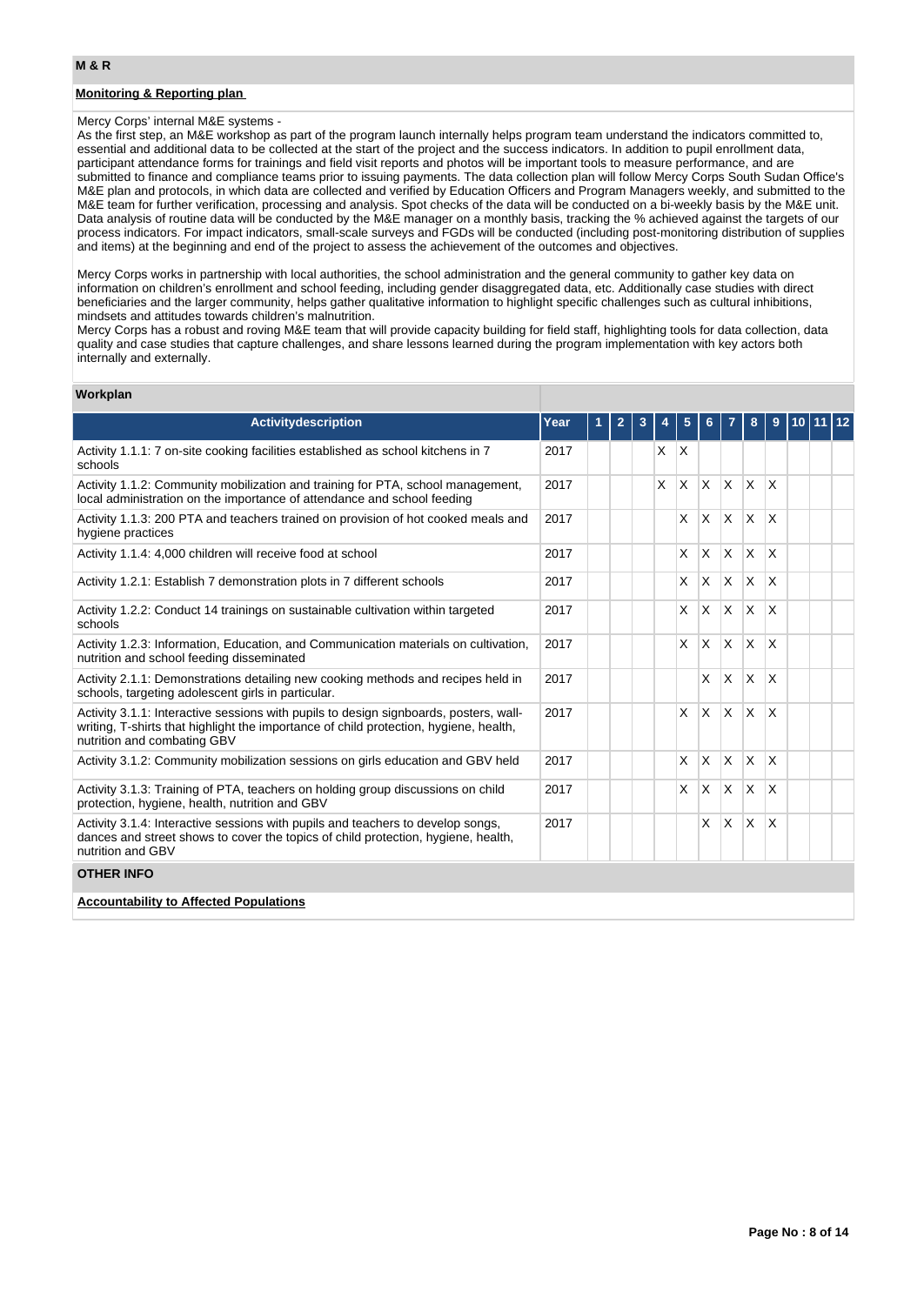## M & R

### Monitoring & Reporting plan

Mercy Corps' internal M&E systems -
As the first step, an M&E workshop as part of the program launch internally helps program team understand the indicators committed to, essential and additional data to be collected at the start of the project and the success indicators. In addition to pupil enrollment data, participant attendance forms for trainings and field visit reports and photos will be important tools to measure performance, and are submitted to finance and compliance teams prior to issuing payments. The data collection plan will follow Mercy Corps South Sudan Office's M&E plan and protocols, in which data are collected and verified by Education Officers and Program Managers weekly, and submitted to the M&E team for further verification, processing and analysis. Spot checks of the data will be conducted on a bi-weekly basis by the M&E unit. Data analysis of routine data will be conducted by the M&E manager on a monthly basis, tracking the % achieved against the targets of our process indicators. For impact indicators, small-scale surveys and FGDs will be conducted (including post-monitoring distribution of supplies and items) at the beginning and end of the project to assess the achievement of the outcomes and objectives.

Mercy Corps works in partnership with local authorities, the school administration and the general community to gather key data on information on children's enrollment and school feeding, including gender disaggregated data, etc. Additionally case studies with direct beneficiaries and the larger community, helps gather qualitative information to highlight specific challenges such as cultural inhibitions, mindsets and attitudes towards children's malnutrition.
Mercy Corps has a robust and roving M&E team that will provide capacity building for field staff, highlighting tools for data collection, data quality and case studies that capture challenges, and share lessons learned during the program implementation with key actors both internally and externally.

### Workplan

| Activitydescription | Year | 1 | 2 | 3 | 4 | 5 | 6 | 7 | 8 | 9 | 10 | 11 | 12 |
|---|---|---|---|---|---|---|---|---|---|---|---|---|---|
| Activity 1.1.1: 7 on-site cooking facilities established as school kitchens in 7 schools | 2017 | | | | X | X | | | | | | | |
| Activity 1.1.2: Community mobilization and training for PTA, school management, local administration on the importance of attendance and school feeding | 2017 | | | | X | X | X | X | X | X | | | |
| Activity 1.1.3: 200 PTA and teachers trained on provision of hot cooked meals and hygiene practices | 2017 | | | | | X | X | X | X | X | | | |
| Activity 1.1.4: 4,000 children will receive food at school | 2017 | | | | | X | X | X | X | X | | | |
| Activity 1.2.1: Establish 7 demonstration plots in 7 different schools | 2017 | | | | | X | X | X | X | X | | | |
| Activity 1.2.2: Conduct 14 trainings on sustainable cultivation within targeted schools | 2017 | | | | | X | X | X | X | X | | | |
| Activity 1.2.3: Information, Education, and Communication materials on cultivation, nutrition and school feeding disseminated | 2017 | | | | | X | X | X | X | X | | | |
| Activity 2.1.1: Demonstrations detailing new cooking methods and recipes held in schools, targeting adolescent girls in particular. | 2017 | | | | | | X | X | X | X | | | |
| Activity 3.1.1: Interactive sessions with pupils to design signboards, posters, wall-writing, T-shirts that highlight the importance of child protection, hygiene, health, nutrition and combating GBV | 2017 | | | | | X | X | X | X | X | | | |
| Activity 3.1.2: Community mobilization sessions on girls education and GBV held | 2017 | | | | | X | X | X | X | X | | | |
| Activity 3.1.3: Training of PTA, teachers on holding group discussions on child protection, hygiene, health, nutrition and GBV | 2017 | | | | | X | X | X | X | X | | | |
| Activity 3.1.4: Interactive sessions with pupils and teachers to develop songs, dances and street shows to cover the topics of child protection, hygiene, health, nutrition and GBV | 2017 | | | | | | X | X | X | X | | | |

## OTHER INFO

### Accountability to Affected Populations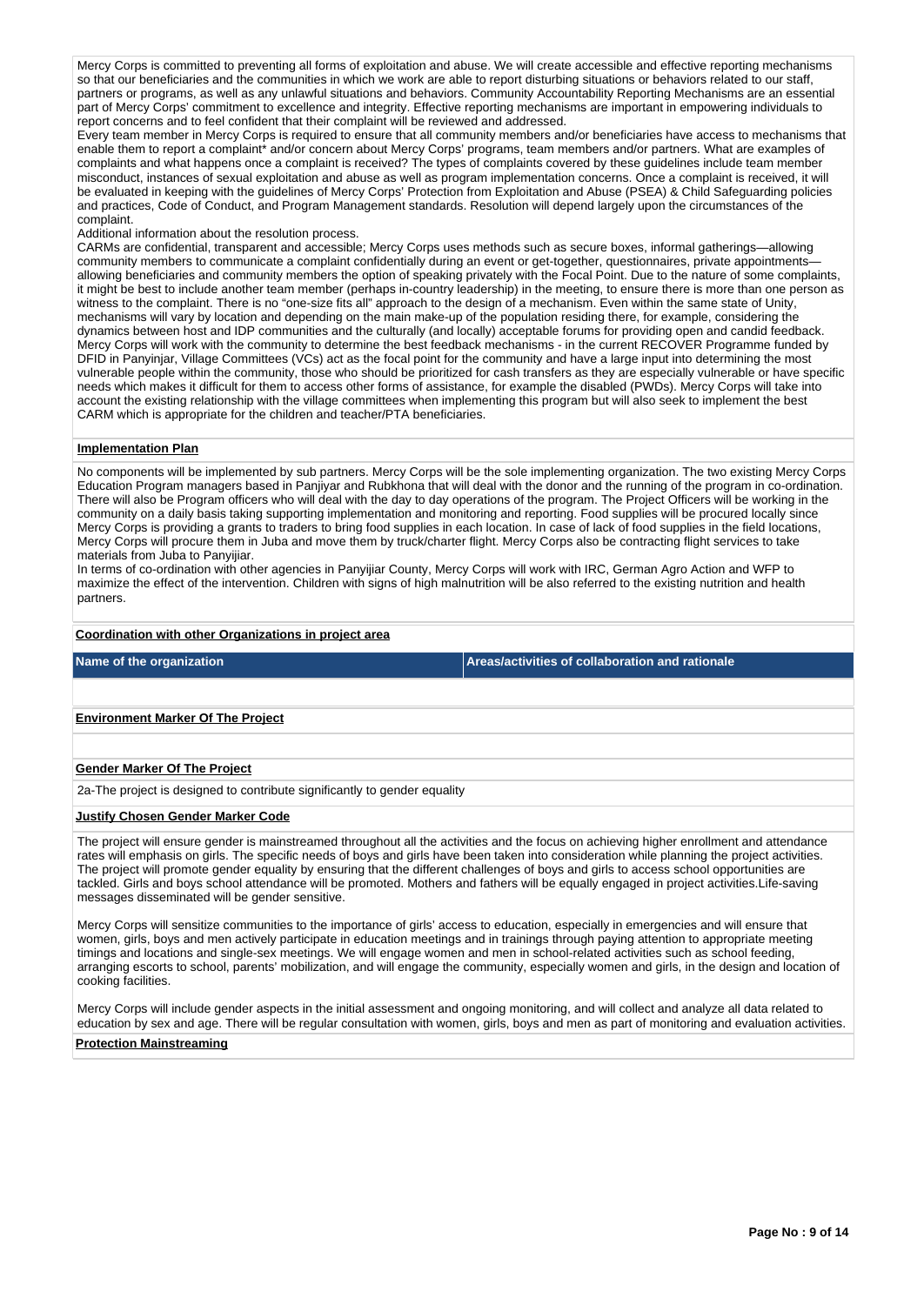Mercy Corps is committed to preventing all forms of exploitation and abuse. We will create accessible and effective reporting mechanisms so that our beneficiaries and the communities in which we work are able to report disturbing situations or behaviors related to our staff, partners or programs, as well as any unlawful situations and behaviors. Community Accountability Reporting Mechanisms are an essential part of Mercy Corps' commitment to excellence and integrity. Effective reporting mechanisms are important in empowering individuals to report concerns and to feel confident that their complaint will be reviewed and addressed.
Every team member in Mercy Corps is required to ensure that all community members and/or beneficiaries have access to mechanisms that enable them to report a complaint* and/or concern about Mercy Corps' programs, team members and/or partners. What are examples of complaints and what happens once a complaint is received? The types of complaints covered by these guidelines include team member misconduct, instances of sexual exploitation and abuse as well as program implementation concerns. Once a complaint is received, it will be evaluated in keeping with the guidelines of Mercy Corps' Protection from Exploitation and Abuse (PSEA) & Child Safeguarding policies and practices, Code of Conduct, and Program Management standards. Resolution will depend largely upon the circumstances of the complaint.
Additional information about the resolution process.
CARMs are confidential, transparent and accessible; Mercy Corps uses methods such as secure boxes, informal gatherings—allowing community members to communicate a complaint confidentially during an event or get-together, questionnaires, private appointments—allowing beneficiaries and community members the option of speaking privately with the Focal Point. Due to the nature of some complaints, it might be best to include another team member (perhaps in-country leadership) in the meeting, to ensure there is more than one person as witness to the complaint. There is no "one-size fits all" approach to the design of a mechanism. Even within the same state of Unity, mechanisms will vary by location and depending on the main make-up of the population residing there, for example, considering the dynamics between host and IDP communities and the culturally (and locally) acceptable forums for providing open and candid feedback. Mercy Corps will work with the community to determine the best feedback mechanisms - in the current RECOVER Programme funded by DFID in Panyinjar, Village Committees (VCs) act as the focal point for the community and have a large input into determining the most vulnerable people within the community, those who should be prioritized for cash transfers as they are especially vulnerable or have specific needs which makes it difficult for them to access other forms of assistance, for example the disabled (PWDs). Mercy Corps will take into account the existing relationship with the village committees when implementing this program but will also seek to implement the best CARM which is appropriate for the children and teacher/PTA beneficiaries.

**Implementation Plan**

No components will be implemented by sub partners. Mercy Corps will be the sole implementing organization. The two existing Mercy Corps Education Program managers based in Panjiyar and Rubkhona that will deal with the donor and the running of the program in co-ordination. There will also be Program officers who will deal with the day to day operations of the program. The Project Officers will be working in the community on a daily basis taking supporting implementation and monitoring and reporting. Food supplies will be procured locally since Mercy Corps is providing a grants to traders to bring food supplies in each location. In case of lack of food supplies in the field locations, Mercy Corps will procure them in Juba and move them by truck/charter flight. Mercy Corps also be contracting flight services to take materials from Juba to Panyijiar.
In terms of co-ordination with other agencies in Panyijiar County, Mercy Corps will work with IRC, German Agro Action and WFP to maximize the effect of the intervention. Children with signs of high malnutrition will be also referred to the existing nutrition and health partners.

**Coordination with other Organizations in project area**

| Name of the organization | Areas/activities of collaboration and rationale |
|---|---|
| | |

**Environment Marker Of The Project**

**Gender Marker Of The Project**

2a-The project is designed to contribute significantly to gender equality

**Justify Chosen Gender Marker Code**

The project will ensure gender is mainstreamed throughout all the activities and the focus on achieving higher enrollment and attendance rates will emphasis on girls. The specific needs of boys and girls have been taken into consideration while planning the project activities. The project will promote gender equality by ensuring that the different challenges of boys and girls to access school opportunities are tackled. Girls and boys school attendance will be promoted. Mothers and fathers will be equally engaged in project activities.Life-saving messages disseminated will be gender sensitive.

Mercy Corps will sensitize communities to the importance of girls' access to education, especially in emergencies and will ensure that women, girls, boys and men actively participate in education meetings and in trainings through paying attention to appropriate meeting timings and locations and single-sex meetings. We will engage women and men in school-related activities such as school feeding, arranging escorts to school, parents' mobilization, and will engage the community, especially women and girls, in the design and location of cooking facilities.

Mercy Corps will include gender aspects in the initial assessment and ongoing monitoring, and will collect and analyze all data related to education by sex and age. There will be regular consultation with women, girls, boys and men as part of monitoring and evaluation activities.

**Protection Mainstreaming**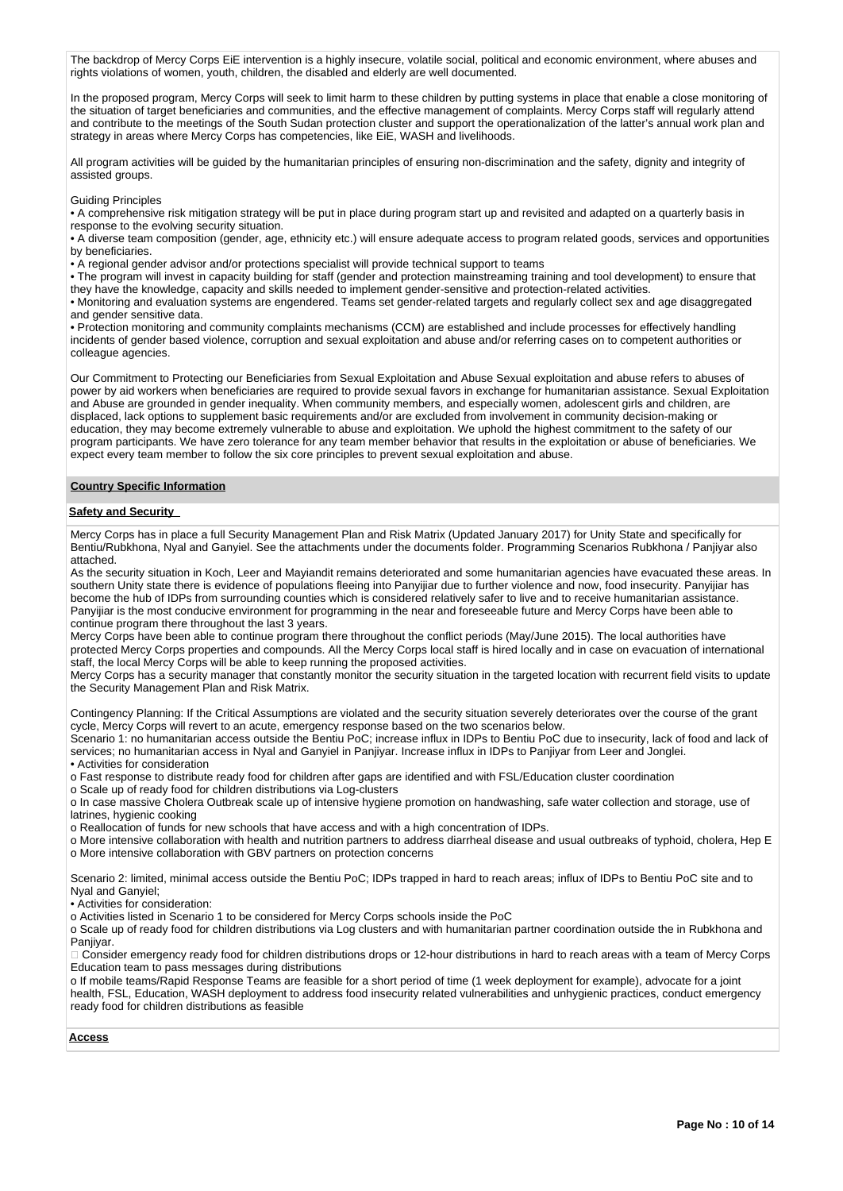The backdrop of Mercy Corps EiE intervention is a highly insecure, volatile social, political and economic environment, where abuses and rights violations of women, youth, children, the disabled and elderly are well documented.

In the proposed program, Mercy Corps will seek to limit harm to these children by putting systems in place that enable a close monitoring of the situation of target beneficiaries and communities, and the effective management of complaints. Mercy Corps staff will regularly attend and contribute to the meetings of the South Sudan protection cluster and support the operationalization of the latter's annual work plan and strategy in areas where Mercy Corps has competencies, like EiE, WASH and livelihoods.

All program activities will be guided by the humanitarian principles of ensuring non-discrimination and the safety, dignity and integrity of assisted groups.

Guiding Principles

- A comprehensive risk mitigation strategy will be put in place during program start up and revisited and adapted on a quarterly basis in response to the evolving security situation.
- A diverse team composition (gender, age, ethnicity etc.) will ensure adequate access to program related goods, services and opportunities by beneficiaries.
- A regional gender advisor and/or protections specialist will provide technical support to teams
- The program will invest in capacity building for staff (gender and protection mainstreaming training and tool development) to ensure that they have the knowledge, capacity and skills needed to implement gender-sensitive and protection-related activities.
- Monitoring and evaluation systems are engendered. Teams set gender-related targets and regularly collect sex and age disaggregated and gender sensitive data.
- Protection monitoring and community complaints mechanisms (CCM) are established and include processes for effectively handling incidents of gender based violence, corruption and sexual exploitation and abuse and/or referring cases on to competent authorities or colleague agencies.

Our Commitment to Protecting our Beneficiaries from Sexual Exploitation and Abuse Sexual exploitation and abuse refers to abuses of power by aid workers when beneficiaries are required to provide sexual favors in exchange for humanitarian assistance. Sexual Exploitation and Abuse are grounded in gender inequality. When community members, and especially women, adolescent girls and children, are displaced, lack options to supplement basic requirements and/or are excluded from involvement in community decision-making or education, they may become extremely vulnerable to abuse and exploitation. We uphold the highest commitment to the safety of our program participants. We have zero tolerance for any team member behavior that results in the exploitation or abuse of beneficiaries. We expect every team member to follow the six core principles to prevent sexual exploitation and abuse.

## Country Specific Information

### Safety and Security

Mercy Corps has in place a full Security Management Plan and Risk Matrix (Updated January 2017) for Unity State and specifically for Bentiu/Rubkhona, Nyal and Ganyiel. See the attachments under the documents folder. Programming Scenarios Rubkhona / Panjiyar also attached.
As the security situation in Koch, Leer and Mayiandit remains deteriorated and some humanitarian agencies have evacuated these areas. In southern Unity state there is evidence of populations fleeing into Panyijiar due to further violence and now, food insecurity. Panyijiar has become the hub of IDPs from surrounding counties which is considered relatively safer to live and to receive humanitarian assistance. Panyijiar is the most conducive environment for programming in the near and foreseeable future and Mercy Corps have been able to continue program there throughout the last 3 years.
Mercy Corps have been able to continue program there throughout the conflict periods (May/June 2015). The local authorities have protected Mercy Corps properties and compounds. All the Mercy Corps local staff is hired locally and in case on evacuation of international staff, the local Mercy Corps will be able to keep running the proposed activities.
Mercy Corps has a security manager that constantly monitor the security situation in the targeted location with recurrent field visits to update the Security Management Plan and Risk Matrix.

Contingency Planning: If the Critical Assumptions are violated and the security situation severely deteriorates over the course of the grant cycle, Mercy Corps will revert to an acute, emergency response based on the two scenarios below.
Scenario 1: no humanitarian access outside the Bentiu PoC; increase influx in IDPs to Bentiu PoC due to insecurity, lack of food and lack of services; no humanitarian access in Nyal and Ganyiel in Panjiyar. Increase influx in IDPs to Panjiyar from Leer and Jonglei.

- Activities for consideration
  - o Fast response to distribute ready food for children after gaps are identified and with FSL/Education cluster coordination
  - o Scale up of ready food for children distributions via Log-clusters
  - o In case massive Cholera Outbreak scale up of intensive hygiene promotion on handwashing, safe water collection and storage, use of latrines, hygienic cooking
  - o Reallocation of funds for new schools that have access and with a high concentration of IDPs.
  - o More intensive collaboration with health and nutrition partners to address diarrheal disease and usual outbreaks of typhoid, cholera, Hep E
  - o More intensive collaboration with GBV partners on protection concerns

Scenario 2: limited, minimal access outside the Bentiu PoC; IDPs trapped in hard to reach areas; influx of IDPs to Bentiu PoC site and to Nyal and Ganyiel;

- Activities for consideration:
  - o Activities listed in Scenario 1 to be considered for Mercy Corps schools inside the PoC
  - o Scale up of ready food for children distributions via Log clusters and with humanitarian partner coordination outside the in Rubkhona and Panjiyar.
  - Consider emergency ready food for children distributions drops or 12-hour distributions in hard to reach areas with a team of Mercy Corps Education team to pass messages during distributions
  - o If mobile teams/Rapid Response Teams are feasible for a short period of time (1 week deployment for example), advocate for a joint health, FSL, Education, WASH deployment to address food insecurity related vulnerabilities and unhygienic practices, conduct emergency ready food for children distributions as feasible

### Access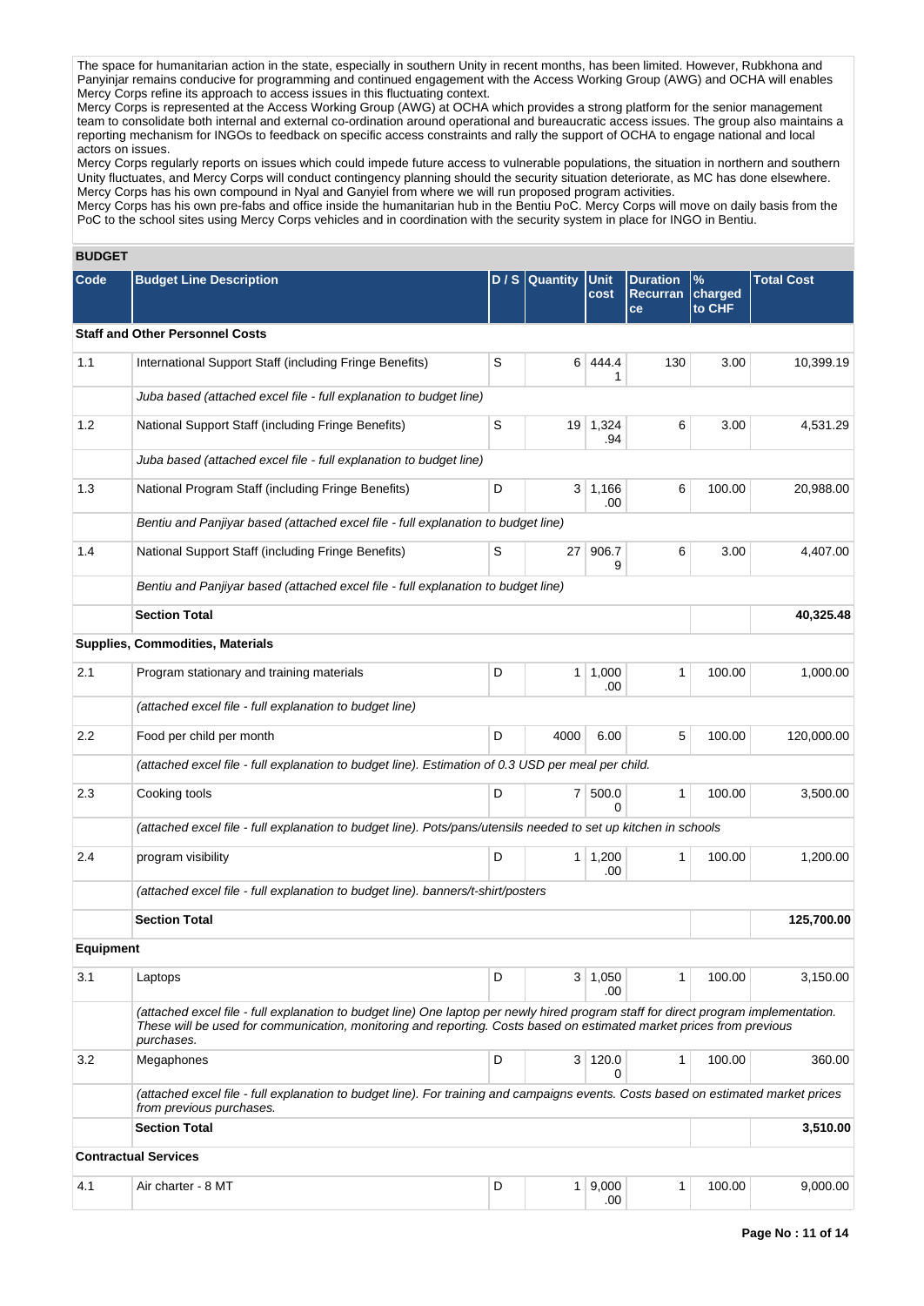The space for humanitarian action in the state, especially in southern Unity in recent months, has been limited. However, Rubkhona and Panyinjar remains conducive for programming and continued engagement with the Access Working Group (AWG) and OCHA will enables Mercy Corps refine its approach to access issues in this fluctuating context.
Mercy Corps is represented at the Access Working Group (AWG) at OCHA which provides a strong platform for the senior management team to consolidate both internal and external co-ordination around operational and bureaucratic access issues. The group also maintains a reporting mechanism for INGOs to feedback on specific access constraints and rally the support of OCHA to engage national and local actors on issues.
Mercy Corps regularly reports on issues which could impede future access to vulnerable populations, the situation in northern and southern Unity fluctuates, and Mercy Corps will conduct contingency planning should the security situation deteriorate, as MC has done elsewhere. Mercy Corps has his own compound in Nyal and Ganyiel from where we will run proposed program activities.
Mercy Corps has his own pre-fabs and office inside the humanitarian hub in the Bentiu PoC. Mercy Corps will move on daily basis from the PoC to the school sites using Mercy Corps vehicles and in coordination with the security system in place for INGO in Bentiu.

## BUDGET

| Code | Budget Line Description | D / S | Quantity | Unit cost | Duration Recurrance | % charged to CHF | Total Cost |
|---|---|---|---|---|---|---|---|
| **Staff and Other Personnel Costs** | | | | | | | |
| 1.1 | International Support Staff (including Fringe Benefits) | S | 6 | 444.41 | 130 | 3.00 | 10,399.19 |
| | *Juba based (attached excel file - full explanation to budget line)* | | | | | | |
| 1.2 | National Support Staff (including Fringe Benefits) | S | 19 | 1,324.94 | 6 | 3.00 | 4,531.29 |
| | *Juba based (attached excel file - full explanation to budget line)* | | | | | | |
| 1.3 | National Program Staff (including Fringe Benefits) | D | 3 | 1,166.00 | 6 | 100.00 | 20,988.00 |
| | *Bentiu and Panjiyar based (attached excel file - full explanation to budget line)* | | | | | | |
| 1.4 | National Support Staff (including Fringe Benefits) | S | 27 | 906.79 | 6 | 3.00 | 4,407.00 |
| | *Bentiu and Panjiyar based (attached excel file - full explanation to budget line)* | | | | | | |
| | **Section Total** | | | | | | **40,325.48** |
| **Supplies, Commodities, Materials** | | | | | | | |
| 2.1 | Program stationary and training materials | D | 1 | 1,000.00 | 1 | 100.00 | 1,000.00 |
| | *(attached excel file - full explanation to budget line)* | | | | | | |
| 2.2 | Food per child per month | D | 4000 | 6.00 | 5 | 100.00 | 120,000.00 |
| | *(attached excel file - full explanation to budget line). Estimation of 0.3 USD per meal per child.* | | | | | | |
| 2.3 | Cooking tools | D | 7 | 500.00 | 1 | 100.00 | 3,500.00 |
| | *(attached excel file - full explanation to budget line). Pots/pans/utensils needed to set up kitchen in schools* | | | | | | |
| 2.4 | program visibility | D | 1 | 1,200.00 | 1 | 100.00 | 1,200.00 |
| | *(attached excel file - full explanation to budget line). banners/t-shirt/posters* | | | | | | |
| | **Section Total** | | | | | | **125,700.00** |
| **Equipment** | | | | | | | |
| 3.1 | Laptops | D | 3 | 1,050.00 | 1 | 100.00 | 3,150.00 |
| | *(attached excel file - full explanation to budget line) One laptop per newly hired program staff for direct program implementation. These will be used for communication, monitoring and reporting. Costs based on estimated market prices from previous purchases.* | | | | | | |
| 3.2 | Megaphones | D | 3 | 120.00 | 1 | 100.00 | 360.00 |
| | *(attached excel file - full explanation to budget line). For training and campaigns events. Costs based on estimated market prices from previous purchases.* | | | | | | |
| | **Section Total** | | | | | | **3,510.00** |
| **Contractual Services** | | | | | | | |
| 4.1 | Air charter - 8 MT | D | 1 | 9,000.00 | 1 | 100.00 | 9,000.00 |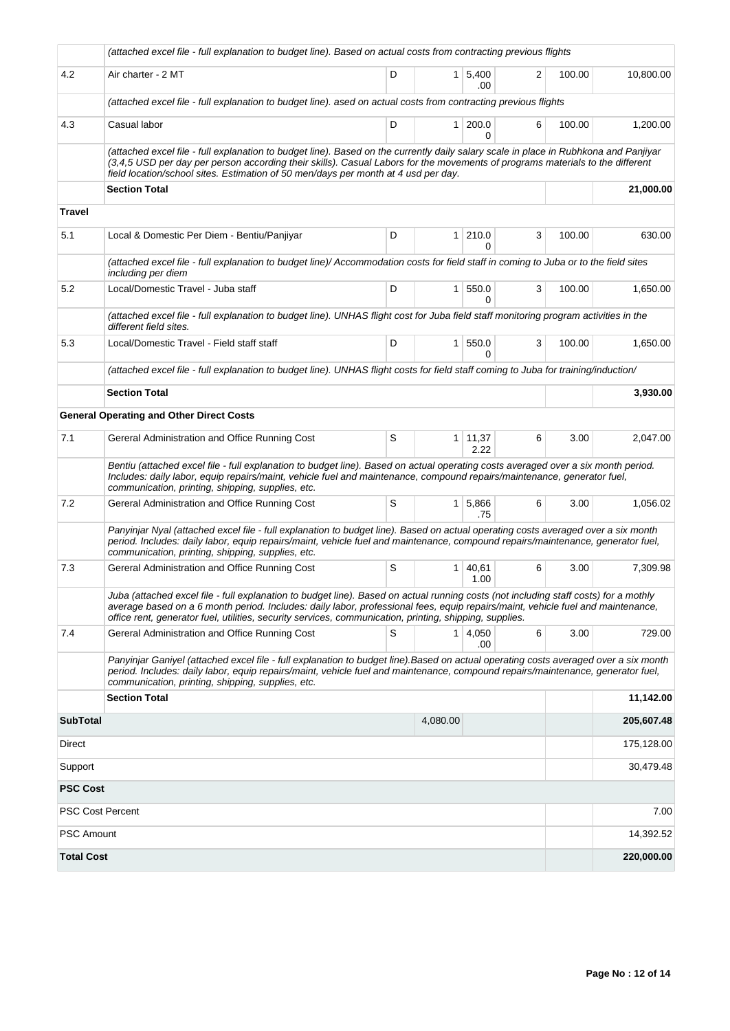| | | | | | | | |
|---|---|---|---|---|---|---|---|
| | *(attached excel file - full explanation to budget line). Based on actual costs from contracting previous flights* | | | | | | |
| 4.2 | Air charter - 2 MT | D | 1 | 5,400.00 | 2 | 100.00 | 10,800.00 |
| | *(attached excel file - full explanation to budget line). ased on actual costs from contracting previous flights* | | | | | | |
| 4.3 | Casual labor | D | 1 | 200.00 | 6 | 100.00 | 1,200.00 |
| | *(attached excel file - full explanation to budget line). Based on the currently daily salary scale in place in Rubhkona and Panjiyar (3,4,5 USD per day per person according their skills). Casual Labors for the movements of programs materials to the different field location/school sites. Estimation of 50 men/days per month at 4 usd per day.* | | | | | | |
| | **Section Total** | | | | | | **21,000.00** |
| **Travel** | | | | | | | |
| 5.1 | Local & Domestic Per Diem - Bentiu/Panjiyar | D | 1 | 210.00 | 3 | 100.00 | 630.00 |
| | *(attached excel file - full explanation to budget line)/ Accommodation costs for field staff in coming to Juba or to the field sites including per diem* | | | | | | |
| 5.2 | Local/Domestic Travel - Juba staff | D | 1 | 550.00 | 3 | 100.00 | 1,650.00 |
| | *(attached excel file - full explanation to budget line). UNHAS flight cost for Juba field staff monitoring program activities in the different field sites.* | | | | | | |
| 5.3 | Local/Domestic Travel - Field staff staff | D | 1 | 550.00 | 3 | 100.00 | 1,650.00 |
| | *(attached excel file - full explanation to budget line). UNHAS flight costs for field staff coming to Juba for training/induction/* | | | | | | |
| | **Section Total** | | | | | | **3,930.00** |
| | **General Operating and Other Direct Costs** | | | | | | |
| 7.1 | Gereral Administration and Office Running Cost | S | 1 | 11,372.22 | 6 | 3.00 | 2,047.00 |
| | *Bentiu (attached excel file - full explanation to budget line). Based on actual operating costs averaged over a six month period. Includes: daily labor, equip repairs/maint, vehicle fuel and maintenance, compound repairs/maintenance, generator fuel, communication, printing, shipping, supplies, etc.* | | | | | | |
| 7.2 | Gereral Administration and Office Running Cost | S | 1 | 5,866.75 | 6 | 3.00 | 1,056.02 |
| | *Panyinjar Nyal (attached excel file - full explanation to budget line). Based on actual operating costs averaged over a six month period. Includes: daily labor, equip repairs/maint, vehicle fuel and maintenance, compound repairs/maintenance, generator fuel, communication, printing, shipping, supplies, etc.* | | | | | | |
| 7.3 | Gereral Administration and Office Running Cost | S | 1 | 40,611.00 | 6 | 3.00 | 7,309.98 |
| | *Juba (attached excel file - full explanation to budget line). Based on actual running costs (not including staff costs) for a mothly average based on a 6 month period. Includes: daily labor, professional fees, equip repairs/maint, vehicle fuel and maintenance, office rent, generator fuel, utilities, security services, communication, printing, shipping, supplies.* | | | | | | |
| 7.4 | Gereral Administration and Office Running Cost | S | 1 | 4,050.00 | 6 | 3.00 | 729.00 |
| | *Panyinjar Ganiyel (attached excel file - full explanation to budget line).Based on actual operating costs averaged over a six month period. Includes: daily labor, equip repairs/maint, vehicle fuel and maintenance, compound repairs/maintenance, generator fuel, communication, printing, shipping, supplies, etc.* | | | | | | |
| | **Section Total** | | | | | | **11,142.00** |
| **SubTotal** | | | 4,080.00 | | | | **205,607.48** |
| Direct | | | | | | | 175,128.00 |
| Support | | | | | | | 30,479.48 |
| **PSC Cost** | | | | | | | |
| PSC Cost Percent | | | | | | | 7.00 |
| PSC Amount | | | | | | | 14,392.52 |
| **Total Cost** | | | | | | | **220,000.00** |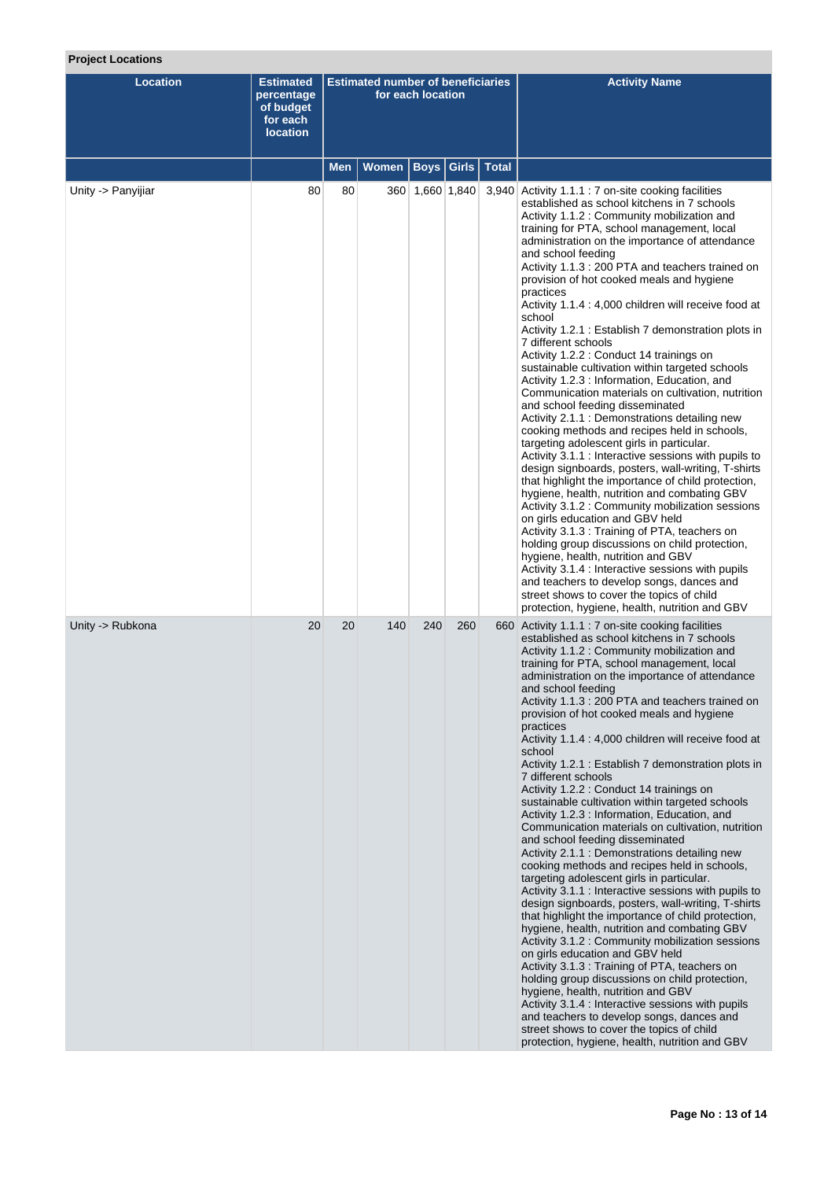**Project Locations**

| Location | Estimated percentage of budget for each location | Estimated number of beneficiaries for each location | | | | | Activity Name |
|---|---|---|---|---|---|---|---|
| | | Men | Women | Boys | Girls | Total | |
| Unity -> Panyijiar | 80 | 80 | 360 | 1,660 | 1,840 | 3,940 | Activity 1.1.1 : 7 on-site cooking facilities established as school kitchens in 7 schools<br>Activity 1.1.2 : Community mobilization and training for PTA, school management, local administration on the importance of attendance and school feeding<br>Activity 1.1.3 : 200 PTA and teachers trained on provision of hot cooked meals and hygiene practices<br>Activity 1.1.4 : 4,000 children will receive food at school<br>Activity 1.2.1 : Establish 7 demonstration plots in 7 different schools<br>Activity 1.2.2 : Conduct 14 trainings on sustainable cultivation within targeted schools<br>Activity 1.2.3 : Information, Education, and Communication materials on cultivation, nutrition and school feeding disseminated<br>Activity 2.1.1 : Demonstrations detailing new cooking methods and recipes held in schools, targeting adolescent girls in particular.<br>Activity 3.1.1 : Interactive sessions with pupils to design signboards, posters, wall-writing, T-shirts that highlight the importance of child protection, hygiene, health, nutrition and combating GBV<br>Activity 3.1.2 : Community mobilization sessions on girls education and GBV held<br>Activity 3.1.3 : Training of PTA, teachers on holding group discussions on child protection, hygiene, health, nutrition and GBV<br>Activity 3.1.4 : Interactive sessions with pupils and teachers to develop songs, dances and street shows to cover the topics of child protection, hygiene, health, nutrition and GBV |
| Unity -> Rubkona | 20 | 20 | 140 | 240 | 260 | 660 | Activity 1.1.1 : 7 on-site cooking facilities established as school kitchens in 7 schools<br>Activity 1.1.2 : Community mobilization and training for PTA, school management, local administration on the importance of attendance and school feeding<br>Activity 1.1.3 : 200 PTA and teachers trained on provision of hot cooked meals and hygiene practices<br>Activity 1.1.4 : 4,000 children will receive food at school<br>Activity 1.2.1 : Establish 7 demonstration plots in 7 different schools<br>Activity 1.2.2 : Conduct 14 trainings on sustainable cultivation within targeted schools<br>Activity 1.2.3 : Information, Education, and Communication materials on cultivation, nutrition and school feeding disseminated<br>Activity 2.1.1 : Demonstrations detailing new cooking methods and recipes held in schools, targeting adolescent girls in particular.<br>Activity 3.1.1 : Interactive sessions with pupils to design signboards, posters, wall-writing, T-shirts that highlight the importance of child protection, hygiene, health, nutrition and combating GBV<br>Activity 3.1.2 : Community mobilization sessions on girls education and GBV held<br>Activity 3.1.3 : Training of PTA, teachers on holding group discussions on child protection, hygiene, health, nutrition and GBV<br>Activity 3.1.4 : Interactive sessions with pupils and teachers to develop songs, dances and street shows to cover the topics of child protection, hygiene, health, nutrition and GBV |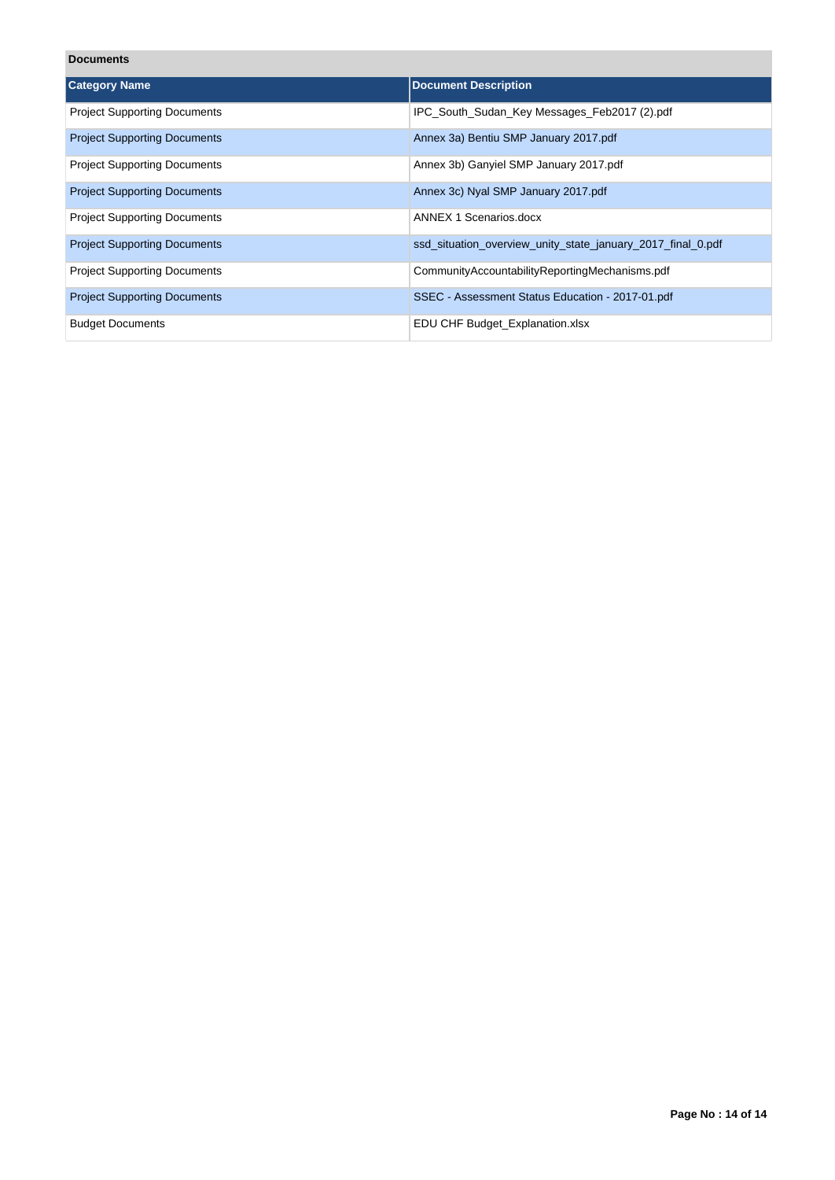**Documents**

| Category Name | Document Description |
| --- | --- |
| Project Supporting Documents | IPC_South_Sudan_Key Messages_Feb2017 (2).pdf |
| Project Supporting Documents | Annex 3a) Bentiu SMP January 2017.pdf |
| Project Supporting Documents | Annex 3b) Ganyiel SMP January 2017.pdf |
| Project Supporting Documents | Annex 3c) Nyal SMP January 2017.pdf |
| Project Supporting Documents | ANNEX 1 Scenarios.docx |
| Project Supporting Documents | ssd_situation_overview_unity_state_january_2017_final_0.pdf |
| Project Supporting Documents | CommunityAccountabilityReportingMechanisms.pdf |
| Project Supporting Documents | SSEC - Assessment Status Education - 2017-01.pdf |
| Budget Documents | EDU CHF Budget_Explanation.xlsx |